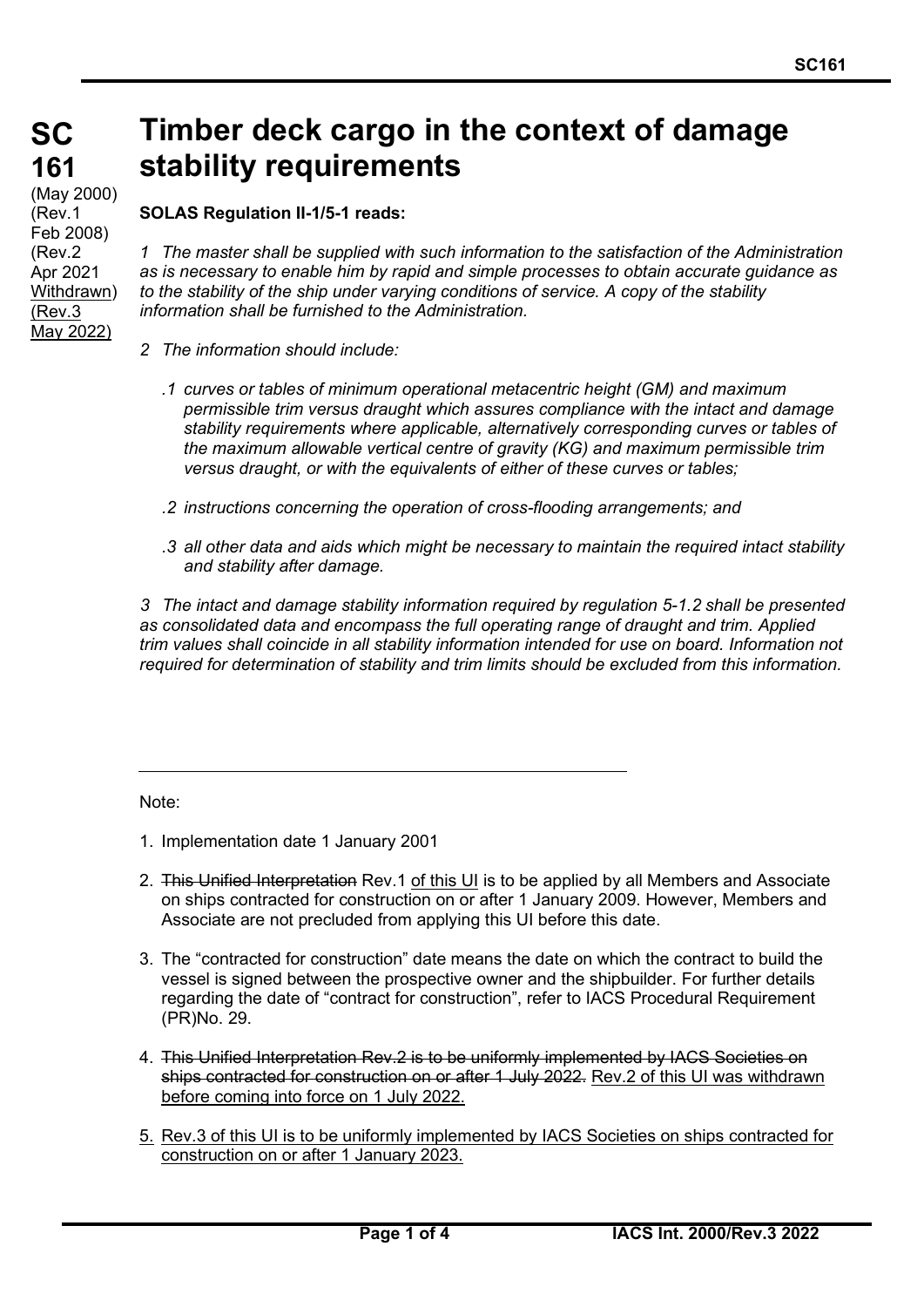**SC 161**

(May 2000)
(Rev.1 Feb 2008)
(Rev.2 Apr 2021 Withdrawn)
(Rev.3 May 2022)

# Timber deck cargo in the context of damage stability requirements

**SOLAS Regulation II-1/5-1 reads:**

*1 The master shall be supplied with such information to the satisfaction of the Administration as is necessary to enable him by rapid and simple processes to obtain accurate guidance as to the stability of the ship under varying conditions of service. A copy of the stability information shall be furnished to the Administration.*

*2 The information should include:*

*.1 curves or tables of minimum operational metacentric height (GM) and maximum permissible trim versus draught which assures compliance with the intact and damage stability requirements where applicable, alternatively corresponding curves or tables of the maximum allowable vertical centre of gravity (KG) and maximum permissible trim versus draught, or with the equivalents of either of these curves or tables;*

*.2 instructions concerning the operation of cross-flooding arrangements; and*

*.3 all other data and aids which might be necessary to maintain the required intact stability and stability after damage.*

*3 The intact and damage stability information required by regulation 5-1.2 shall be presented as consolidated data and encompass the full operating range of draught and trim. Applied trim values shall coincide in all stability information intended for use on board. Information not required for determination of stability and trim limits should be excluded from this information.*

---

Note:

1. Implementation date 1 January 2001

2. ~~This Unified Interpretation~~ Rev.1 of this UI is to be applied by all Members and Associate on ships contracted for construction on or after 1 January 2009. However, Members and Associate are not precluded from applying this UI before this date.

3. The "contracted for construction" date means the date on which the contract to build the vessel is signed between the prospective owner and the shipbuilder. For further details regarding the date of "contract for construction", refer to IACS Procedural Requirement (PR)No. 29.

4. ~~This Unified Interpretation Rev.2 is to be uniformly implemented by IACS Societies on ships contracted for construction on or after 1 July 2022.~~ Rev.2 of this UI was withdrawn before coming into force on 1 July 2022.

5. Rev.3 of this UI is to be uniformly implemented by IACS Societies on ships contracted for construction on or after 1 January 2023.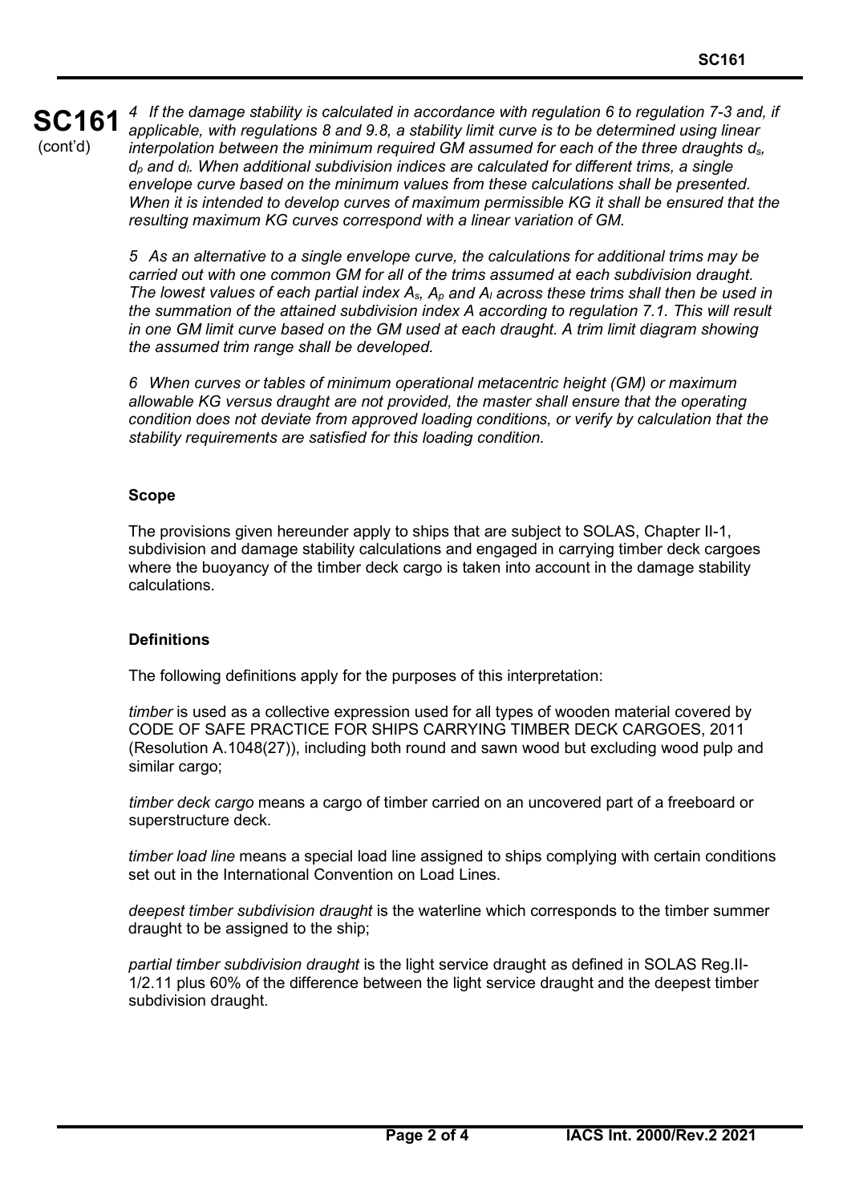*4 If the damage stability is calculated in accordance with regulation 6 to regulation 7-3 and, if applicable, with regulations 8 and 9.8, a stability limit curve is to be determined using linear interpolation between the minimum required GM assumed for each of the three draughts $d_s$, $d_p$ and $d_l$. When additional subdivision indices are calculated for different trims, a single envelope curve based on the minimum values from these calculations shall be presented. When it is intended to develop curves of maximum permissible KG it shall be ensured that the resulting maximum KG curves correspond with a linear variation of GM.*

*5 As an alternative to a single envelope curve, the calculations for additional trims may be carried out with one common GM for all of the trims assumed at each subdivision draught. The lowest values of each partial index $A_s$, $A_p$ and $A_l$ across these trims shall then be used in the summation of the attained subdivision index A according to regulation 7.1. This will result in one GM limit curve based on the GM used at each draught. A trim limit diagram showing the assumed trim range shall be developed.*

*6 When curves or tables of minimum operational metacentric height (GM) or maximum allowable KG versus draught are not provided, the master shall ensure that the operating condition does not deviate from approved loading conditions, or verify by calculation that the stability requirements are satisfied for this loading condition.*

**Scope**

The provisions given hereunder apply to ships that are subject to SOLAS, Chapter II-1, subdivision and damage stability calculations and engaged in carrying timber deck cargoes where the buoyancy of the timber deck cargo is taken into account in the damage stability calculations.

**Definitions**

The following definitions apply for the purposes of this interpretation:

*timber* is used as a collective expression used for all types of wooden material covered by CODE OF SAFE PRACTICE FOR SHIPS CARRYING TIMBER DECK CARGOES, 2011 (Resolution A.1048(27)), including both round and sawn wood but excluding wood pulp and similar cargo;

*timber deck cargo* means a cargo of timber carried on an uncovered part of a freeboard or superstructure deck.

*timber load line* means a special load line assigned to ships complying with certain conditions set out in the International Convention on Load Lines.

*deepest timber subdivision draught* is the waterline which corresponds to the timber summer draught to be assigned to the ship;

*partial timber subdivision draught* is the light service draught as defined in SOLAS Reg.II-1/2.11 plus 60% of the difference between the light service draught and the deepest timber subdivision draught.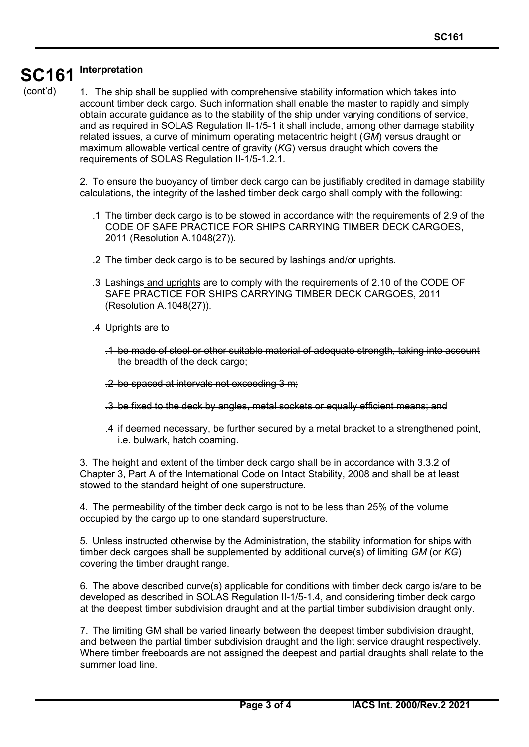# SC161 (cont'd)

**Interpretation**

1. The ship shall be supplied with comprehensive stability information which takes into account timber deck cargo. Such information shall enable the master to rapidly and simply obtain accurate guidance as to the stability of the ship under varying conditions of service, and as required in SOLAS Regulation II-1/5-1 it shall include, among other damage stability related issues, a curve of minimum operating metacentric height (*GM*) versus draught or maximum allowable vertical centre of gravity (*KG*) versus draught which covers the requirements of SOLAS Regulation II-1/5-1.2.1.

2. To ensure the buoyancy of timber deck cargo can be justifiably credited in damage stability calculations, the integrity of the lashed timber deck cargo shall comply with the following:

   .1 The timber deck cargo is to be stowed in accordance with the requirements of 2.9 of the CODE OF SAFE PRACTICE FOR SHIPS CARRYING TIMBER DECK CARGOES, 2011 (Resolution A.1048(27)).

   .2 The timber deck cargo is to be secured by lashings and/or uprights.

   .3 Lashings <u>and uprights</u> are to comply with the requirements of 2.10 of the CODE OF SAFE PRACTICE FOR SHIPS CARRYING TIMBER DECK CARGOES, 2011 (Resolution A.1048(27)).

   ~~.4 Uprights are to~~

      ~~.1 be made of steel or other suitable material of adequate strength, taking into account the breadth of the deck cargo;~~

      ~~.2 be spaced at intervals not exceeding 3 m;~~

      ~~.3 be fixed to the deck by angles, metal sockets or equally efficient means; and~~

      ~~.4 if deemed necessary, be further secured by a metal bracket to a strengthened point, i.e. bulwark, hatch coaming.~~

3. The height and extent of the timber deck cargo shall be in accordance with 3.3.2 of Chapter 3, Part A of the International Code on Intact Stability, 2008 and shall be at least stowed to the standard height of one superstructure.

4. The permeability of the timber deck cargo is not to be less than 25% of the volume occupied by the cargo up to one standard superstructure.

5. Unless instructed otherwise by the Administration, the stability information for ships with timber deck cargoes shall be supplemented by additional curve(s) of limiting *GM* (or *KG*) covering the timber draught range.

6. The above described curve(s) applicable for conditions with timber deck cargo is/are to be developed as described in SOLAS Regulation II-1/5-1.4, and considering timber deck cargo at the deepest timber subdivision draught and at the partial timber subdivision draught only.

7. The limiting GM shall be varied linearly between the deepest timber subdivision draught, and between the partial timber subdivision draught and the light service draught respectively. Where timber freeboards are not assigned the deepest and partial draughts shall relate to the summer load line.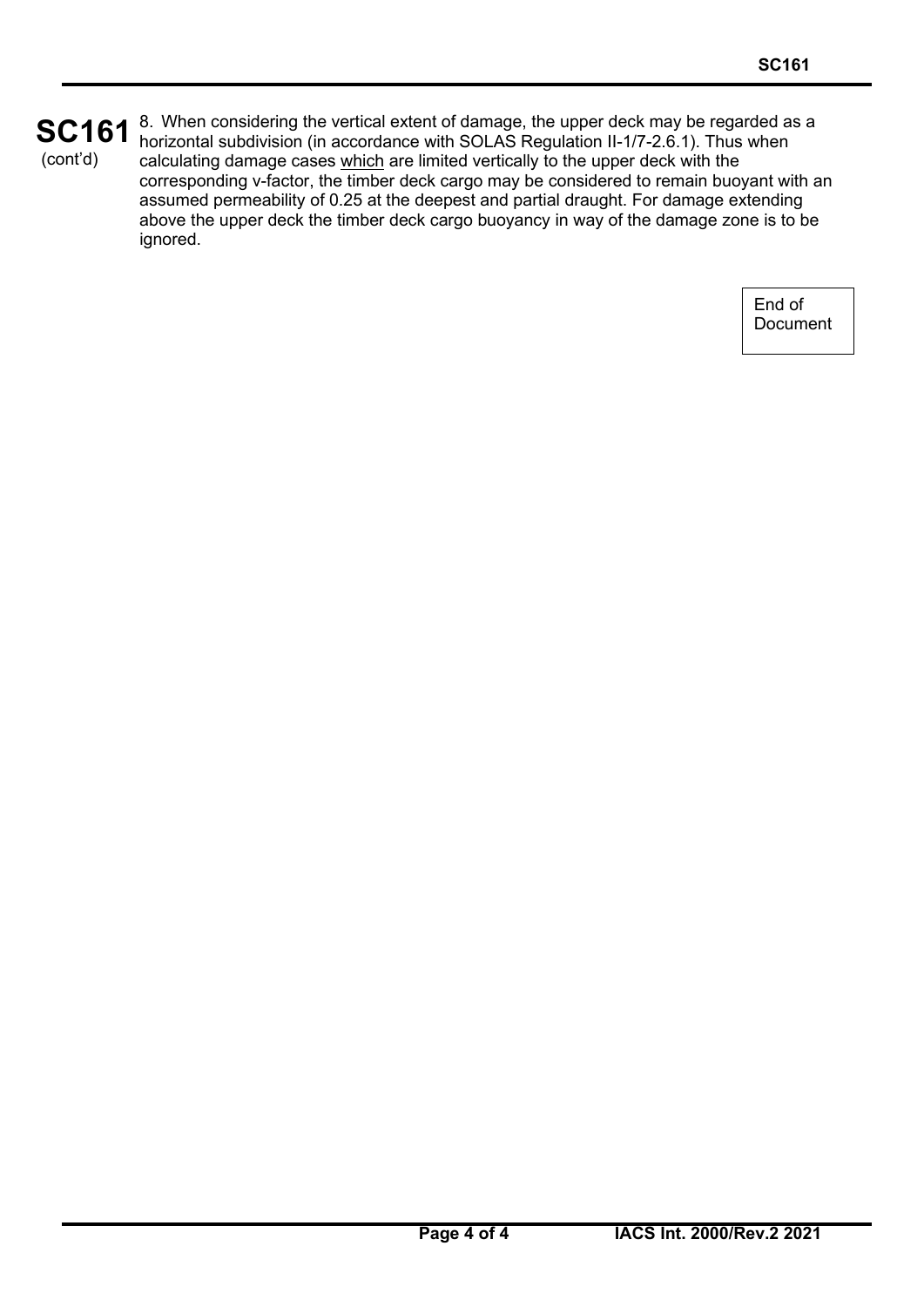**SC161** (cont'd)

8. When considering the vertical extent of damage, the upper deck may be regarded as a horizontal subdivision (in accordance with SOLAS Regulation II-1/7-2.6.1). Thus when calculating damage cases which are limited vertically to the upper deck with the corresponding v-factor, the timber deck cargo may be considered to remain buoyant with an assumed permeability of 0.25 at the deepest and partial draught. For damage extending above the upper deck the timber deck cargo buoyancy in way of the damage zone is to be ignored.

End of Document